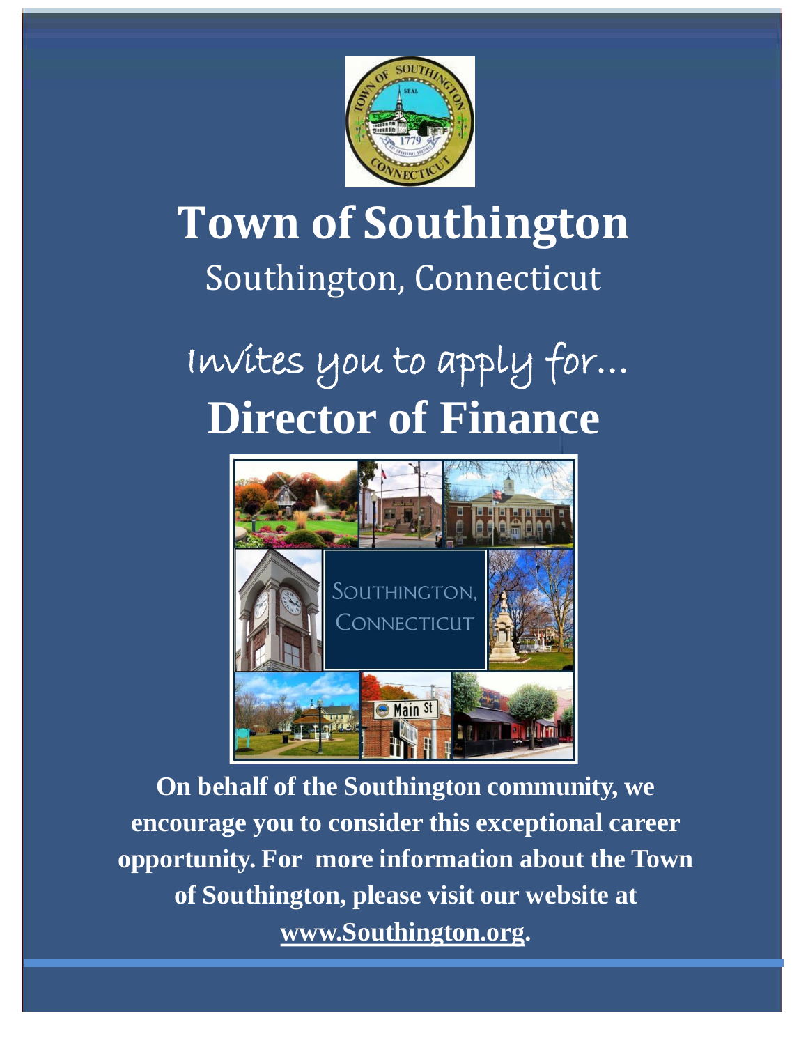# Town of Southington

Southington, Connecticut

Invites you to apply for...

# Director of Finance

**On behalf of the Southington community, we encourage you to consider this exceptional career opportunity. For more information about the Town of Southington, please visit our website at www.Southington.org.**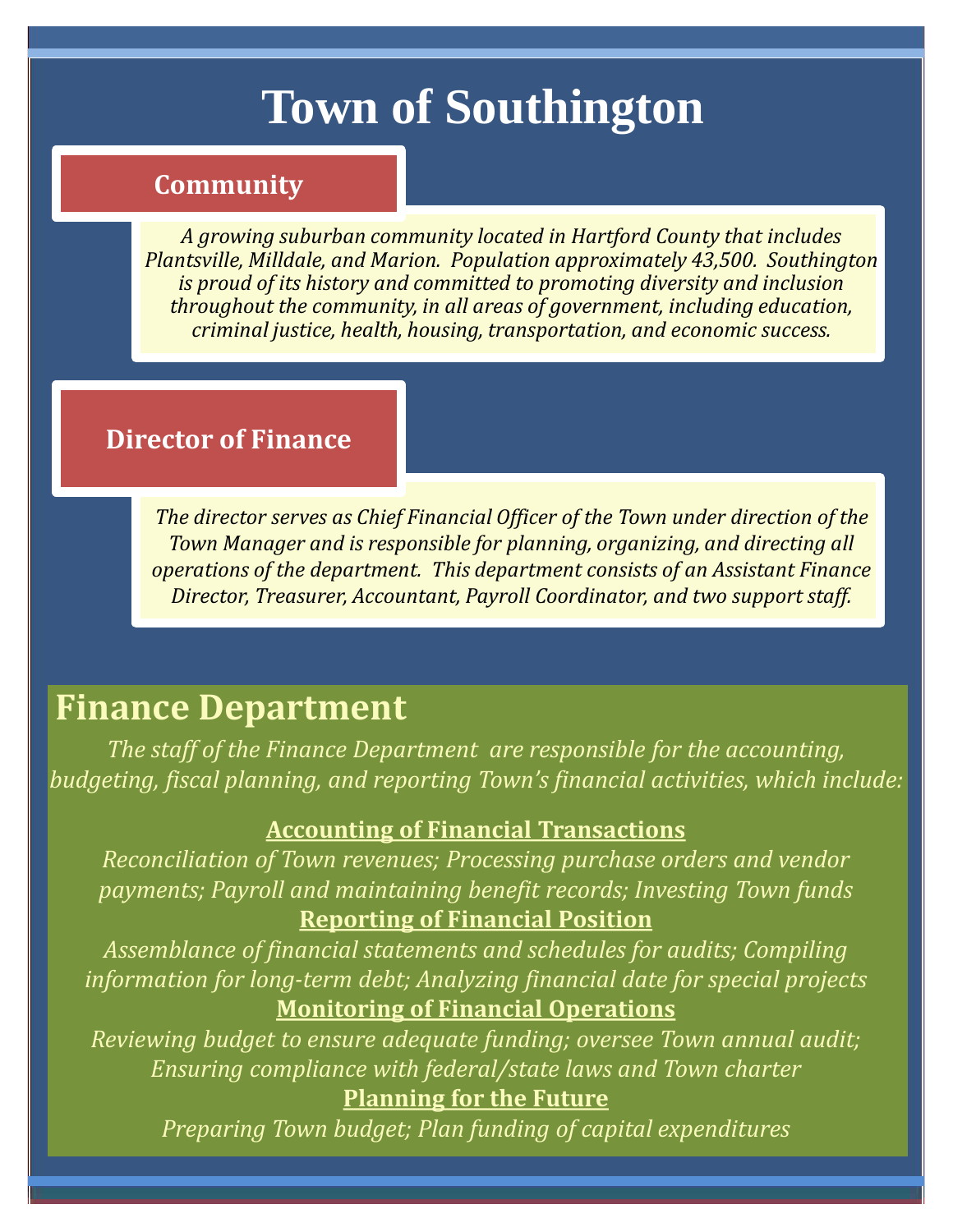# Town of Southington

## Community

*A growing suburban community located in Hartford County that includes Plantsville, Milldale, and Marion. Population approximately 43,500. Southington is proud of its history and committed to promoting diversity and inclusion throughout the community, in all areas of government, including education, criminal justice, health, housing, transportation, and economic success.*

## Director of Finance

*The director serves as Chief Financial Officer of the Town under direction of the Town Manager and is responsible for planning, organizing, and directing all operations of the department. This department consists of an Assistant Finance Director, Treasurer, Accountant, Payroll Coordinator, and two support staff.*

## Finance Department

*The staff of the Finance Department are responsible for the accounting, budgeting, fiscal planning, and reporting Town's financial activities, which include:*

### Accounting of Financial Transactions

*Reconciliation of Town revenues; Processing purchase orders and vendor payments; Payroll and maintaining benefit records; Investing Town funds*

### Reporting of Financial Position

*Assemblance of financial statements and schedules for audits; Compiling information for long-term debt; Analyzing financial date for special projects*

### Monitoring of Financial Operations

*Reviewing budget to ensure adequate funding; oversee Town annual audit; Ensuring compliance with federal/state laws and Town charter*

### Planning for the Future

*Preparing Town budget; Plan funding of capital expenditures*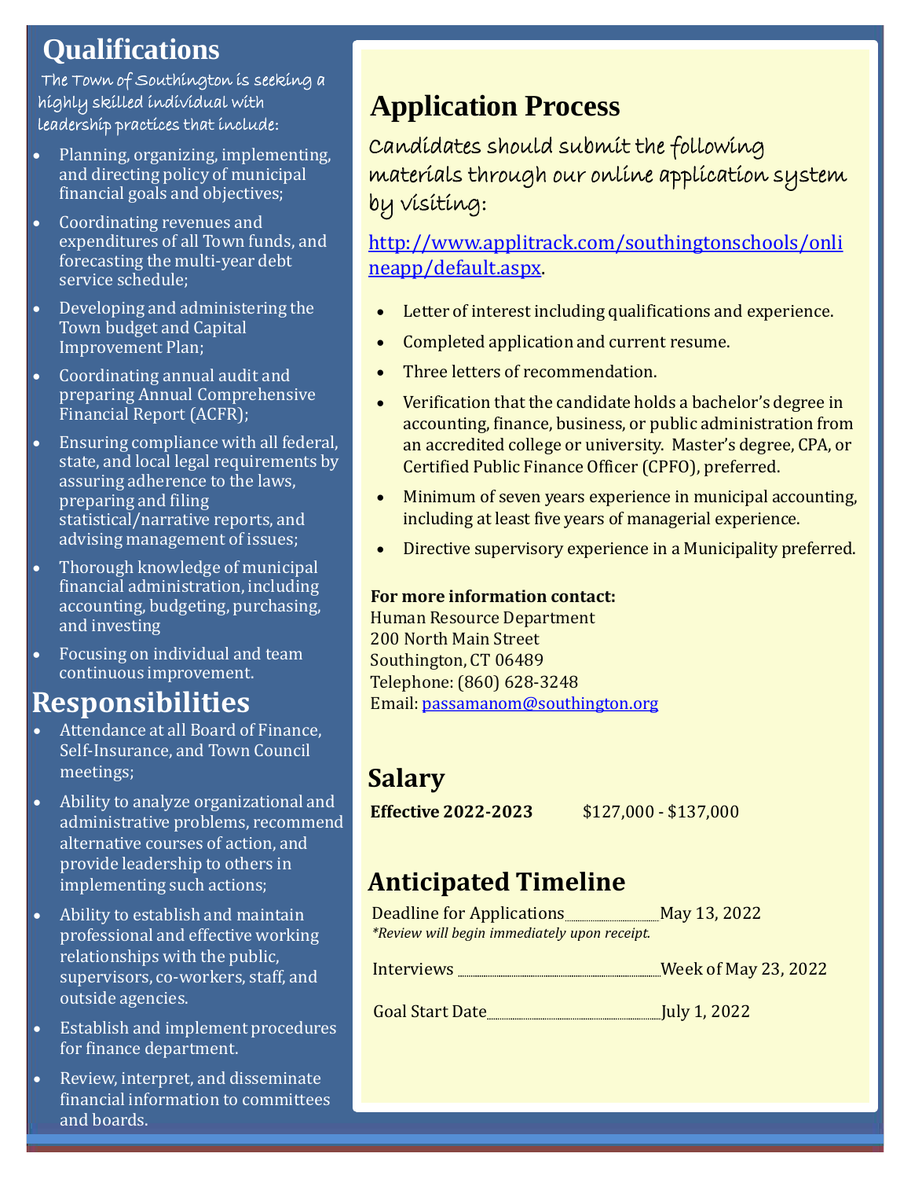## Qualifications

The Town of Southington is seeking a highly skilled individual with leadership practices that include:

- Planning, organizing, implementing, and directing policy of municipal financial goals and objectives;
- Coordinating revenues and expenditures of all Town funds, and forecasting the multi-year debt service schedule;
- Developing and administering the Town budget and Capital Improvement Plan;
- Coordinating annual audit and preparing Annual Comprehensive Financial Report (ACFR);
- Ensuring compliance with all federal, state, and local legal requirements by assuring adherence to the laws, preparing and filing statistical/narrative reports, and advising management of issues;
- Thorough knowledge of municipal financial administration, including accounting, budgeting, purchasing, and investing
- Focusing on individual and team continuous improvement.

## Responsibilities

- Attendance at all Board of Finance, Self-Insurance, and Town Council meetings;
- Ability to analyze organizational and administrative problems, recommend alternative courses of action, and provide leadership to others in implementing such actions;
- Ability to establish and maintain professional and effective working relationships with the public, supervisors, co-workers, staff, and outside agencies.
- Establish and implement procedures for finance department.
- Review, interpret, and disseminate financial information to committees and boards.

## Application Process

Candidates should submit the following materials through our online application system by visiting:

http://www.applitrack.com/southingtonschools/onlineapp/default.aspx.

- Letter of interest including qualifications and experience.
- Completed application and current resume.
- Three letters of recommendation.
- Verification that the candidate holds a bachelor's degree in accounting, finance, business, or public administration from an accredited college or university. Master's degree, CPA, or Certified Public Finance Officer (CPFO), preferred.
- Minimum of seven years experience in municipal accounting, including at least five years of managerial experience.
- Directive supervisory experience in a Municipality preferred.

**For more information contact:**
Human Resource Department
200 North Main Street
Southington, CT 06489
Telephone: (860) 628-3248
Email: passamanom@southington.org

## Salary

**Effective 2022-2023** $127,000 - $137,000

## Anticipated Timeline

| | |
|---|---|
| Deadline for Applications | May 13, 2022 |
| *\*Review will begin immediately upon receipt.* | |
| Interviews | Week of May 23, 2022 |
| Goal Start Date | July 1, 2022 |